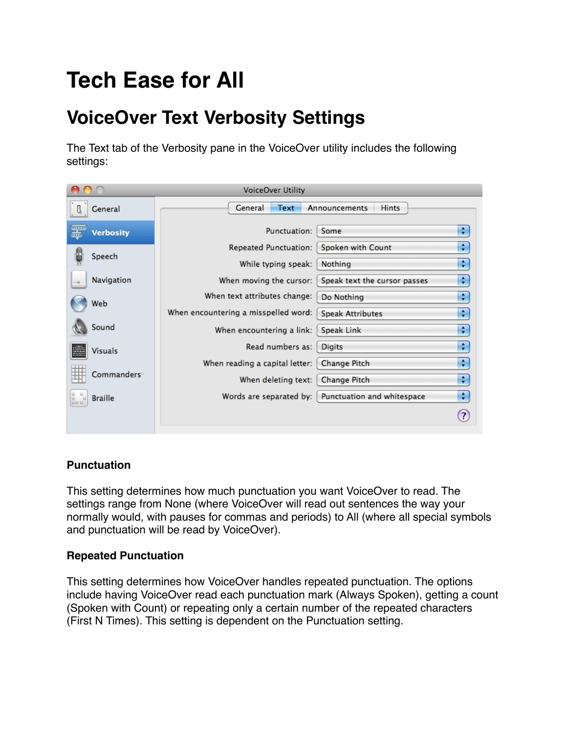# Tech Ease for All

## VoiceOver Text Verbosity Settings

The Text tab of the Verbosity pane in the VoiceOver utility includes the following settings:

### Punctuation

This setting determines how much punctuation you want VoiceOver to read. The settings range from None (where VoiceOver will read out sentences the way your normally would, with pauses for commas and periods) to All (where all special symbols and punctuation will be read by VoiceOver).

### Repeated Punctuation

This setting determines how VoiceOver handles repeated punctuation. The options include having VoiceOver read each punctuation mark (Always Spoken), getting a count (Spoken with Count) or repeating only a certain number of the repeated characters (First N Times). This setting is dependent on the Punctuation setting.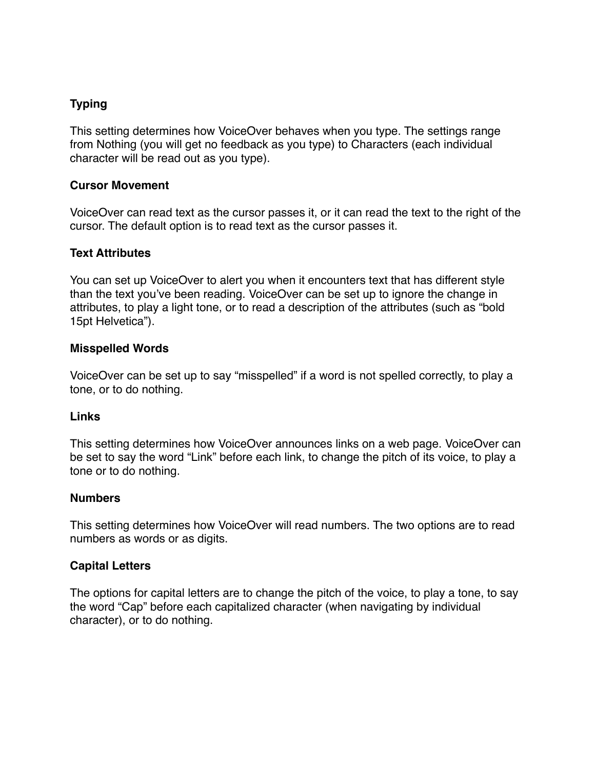**Typing**

This setting determines how VoiceOver behaves when you type. The settings range from Nothing (you will get no feedback as you type) to Characters (each individual character will be read out as you type).

**Cursor Movement**

VoiceOver can read text as the cursor passes it, or it can read the text to the right of the cursor. The default option is to read text as the cursor passes it.

**Text Attributes**

You can set up VoiceOver to alert you when it encounters text that has different style than the text you've been reading. VoiceOver can be set up to ignore the change in attributes, to play a light tone, or to read a description of the attributes (such as "bold 15pt Helvetica").

**Misspelled Words**

VoiceOver can be set up to say "misspelled" if a word is not spelled correctly, to play a tone, or to do nothing.

**Links**

This setting determines how VoiceOver announces links on a web page. VoiceOver can be set to say the word "Link" before each link, to change the pitch of its voice, to play a tone or to do nothing.

**Numbers**

This setting determines how VoiceOver will read numbers. The two options are to read numbers as words or as digits.

**Capital Letters**

The options for capital letters are to change the pitch of the voice, to play a tone, to say the word "Cap" before each capitalized character (when navigating by individual character), or to do nothing.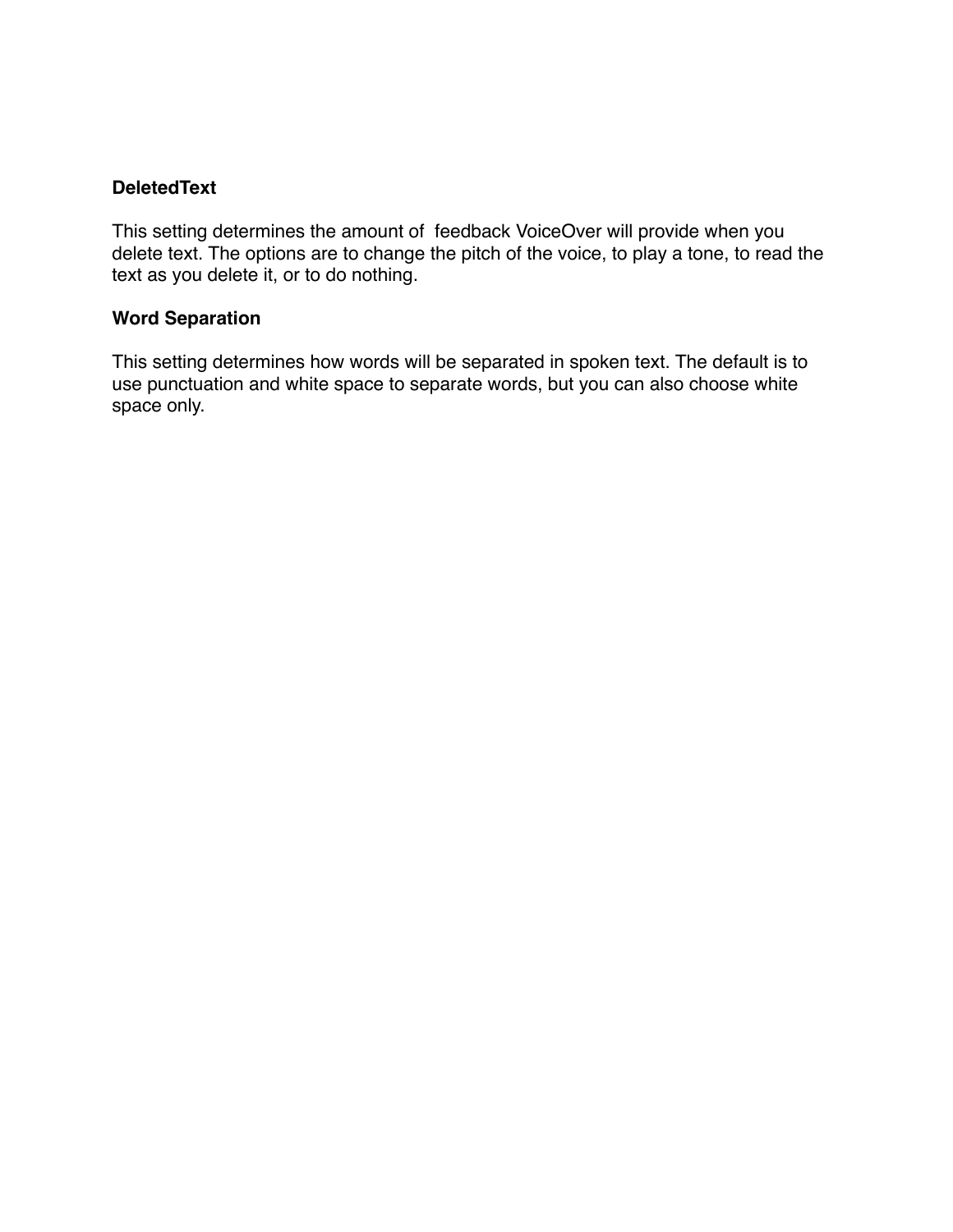**DeletedText**

This setting determines the amount of feedback VoiceOver will provide when you delete text. The options are to change the pitch of the voice, to play a tone, to read the text as you delete it, or to do nothing.

**Word Separation**

This setting determines how words will be separated in spoken text. The default is to use punctuation and white space to separate words, but you can also choose white space only.